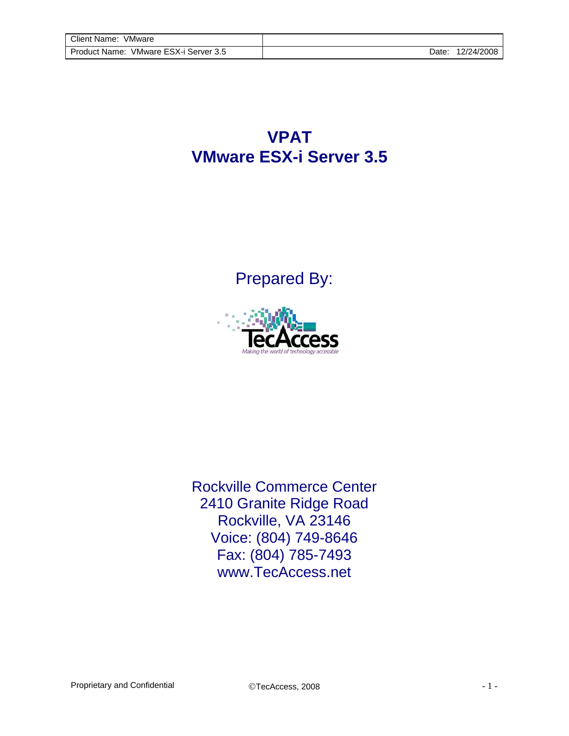| Client Name: VMware | |
|---|---|
| Product Name: VMware ESX-i Server 3.5 | Date: 12/24/2008 |

# VPAT
# VMware ESX-i Server 3.5

Prepared By:

TecAccess

*Making the world of technology accessible*

Rockville Commerce Center
2410 Granite Ridge Road
Rockville, VA 23146
Voice: (804) 749-8646
Fax: (804) 785-7493
www.TecAccess.net

Proprietary and Confidential ©TecAccess, 2008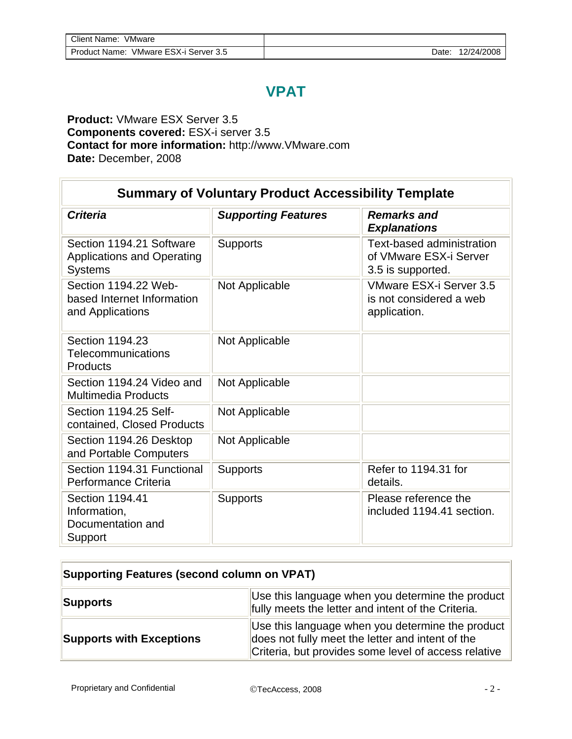# VPAT

**Product:** VMware ESX Server 3.5
**Components covered:** ESX-i server 3.5
**Contact for more information:** http://www.VMware.com
**Date:** December, 2008

## Summary of Voluntary Product Accessibility Template

| ***Criteria*** | ***Supporting Features*** | ***Remarks and Explanations*** |
|---|---|---|
| Section 1194.21 Software Applications and Operating Systems | Supports | Text-based administration of VMware ESX-i Server 3.5 is supported. |
| Section 1194.22 Web-based Internet Information and Applications | Not Applicable | VMware ESX-i Server 3.5 is not considered a web application. |
| Section 1194.23 Telecommunications Products | Not Applicable | |
| Section 1194.24 Video and Multimedia Products | Not Applicable | |
| Section 1194.25 Self-contained, Closed Products | Not Applicable | |
| Section 1194.26 Desktop and Portable Computers | Not Applicable | |
| Section 1194.31 Functional Performance Criteria | Supports | Refer to 1194.31 for details. |
| Section 1194.41 Information, Documentation and Support | Supports | Please reference the included 1194.41 section. |

| **Supporting Features (second column on VPAT)** | |
|---|---|
| **Supports** | Use this language when you determine the product fully meets the letter and intent of the Criteria. |
| **Supports with Exceptions** | Use this language when you determine the product does not fully meet the letter and intent of the Criteria, but provides some level of access relative |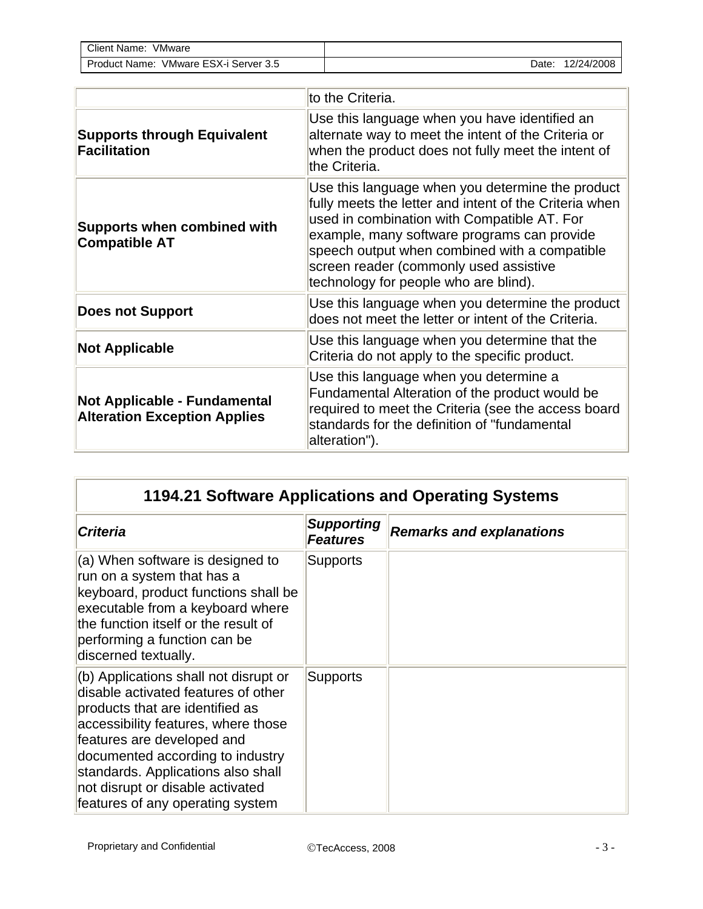| | |
|---|---|
| | to the Criteria. |
| **Supports through Equivalent Facilitation** | Use this language when you have identified an alternate way to meet the intent of the Criteria or when the product does not fully meet the intent of the Criteria. |
| **Supports when combined with Compatible AT** | Use this language when you determine the product fully meets the letter and intent of the Criteria when used in combination with Compatible AT. For example, many software programs can provide speech output when combined with a compatible screen reader (commonly used assistive technology for people who are blind). |
| **Does not Support** | Use this language when you determine the product does not meet the letter or intent of the Criteria. |
| **Not Applicable** | Use this language when you determine that the Criteria do not apply to the specific product. |
| **Not Applicable - Fundamental Alteration Exception Applies** | Use this language when you determine a Fundamental Alteration of the product would be required to meet the Criteria (see the access board standards for the definition of "fundamental alteration"). |

## 1194.21 Software Applications and Operating Systems

| ***Criteria*** | ***Supporting Features*** | ***Remarks and explanations*** |
|---|---|---|
| (a) When software is designed to run on a system that has a keyboard, product functions shall be executable from a keyboard where the function itself or the result of performing a function can be discerned textually. | Supports | |
| (b) Applications shall not disrupt or disable activated features of other products that are identified as accessibility features, where those features are developed and documented according to industry standards. Applications also shall not disrupt or disable activated features of any operating system | Supports | |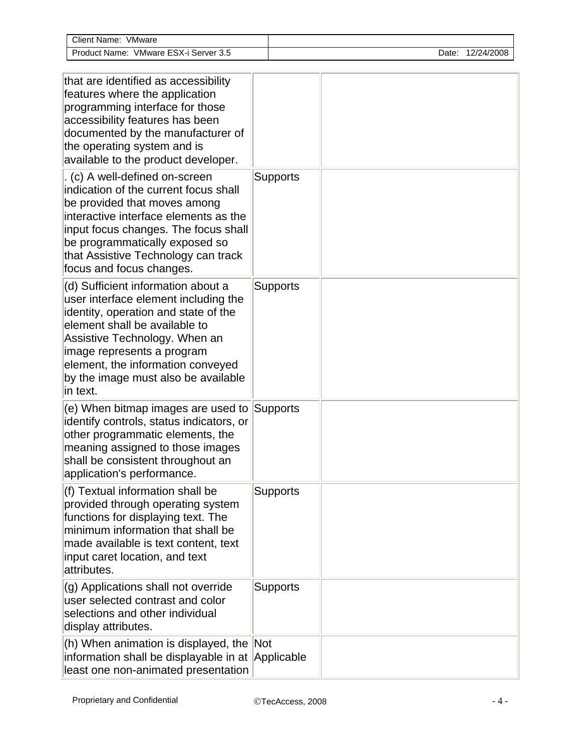| | | |
|---|---|---|
| that are identified as accessibility features where the application programming interface for those accessibility features has been documented by the manufacturer of the operating system and is available to the product developer. | | |
| . (c) A well-defined on-screen indication of the current focus shall be provided that moves among interactive interface elements as the input focus changes. The focus shall be programmatically exposed so that Assistive Technology can track focus and focus changes. | Supports | |
| (d) Sufficient information about a user interface element including the identity, operation and state of the element shall be available to Assistive Technology. When an image represents a program element, the information conveyed by the image must also be available in text. | Supports | |
| (e) When bitmap images are used to identify controls, status indicators, or other programmatic elements, the meaning assigned to those images shall be consistent throughout an application's performance. | Supports | |
| (f) Textual information shall be provided through operating system functions for displaying text. The minimum information that shall be made available is text content, text input caret location, and text attributes. | Supports | |
| (g) Applications shall not override user selected contrast and color selections and other individual display attributes. | Supports | |
| (h) When animation is displayed, the information shall be displayable in at least one non-animated presentation | Not Applicable | |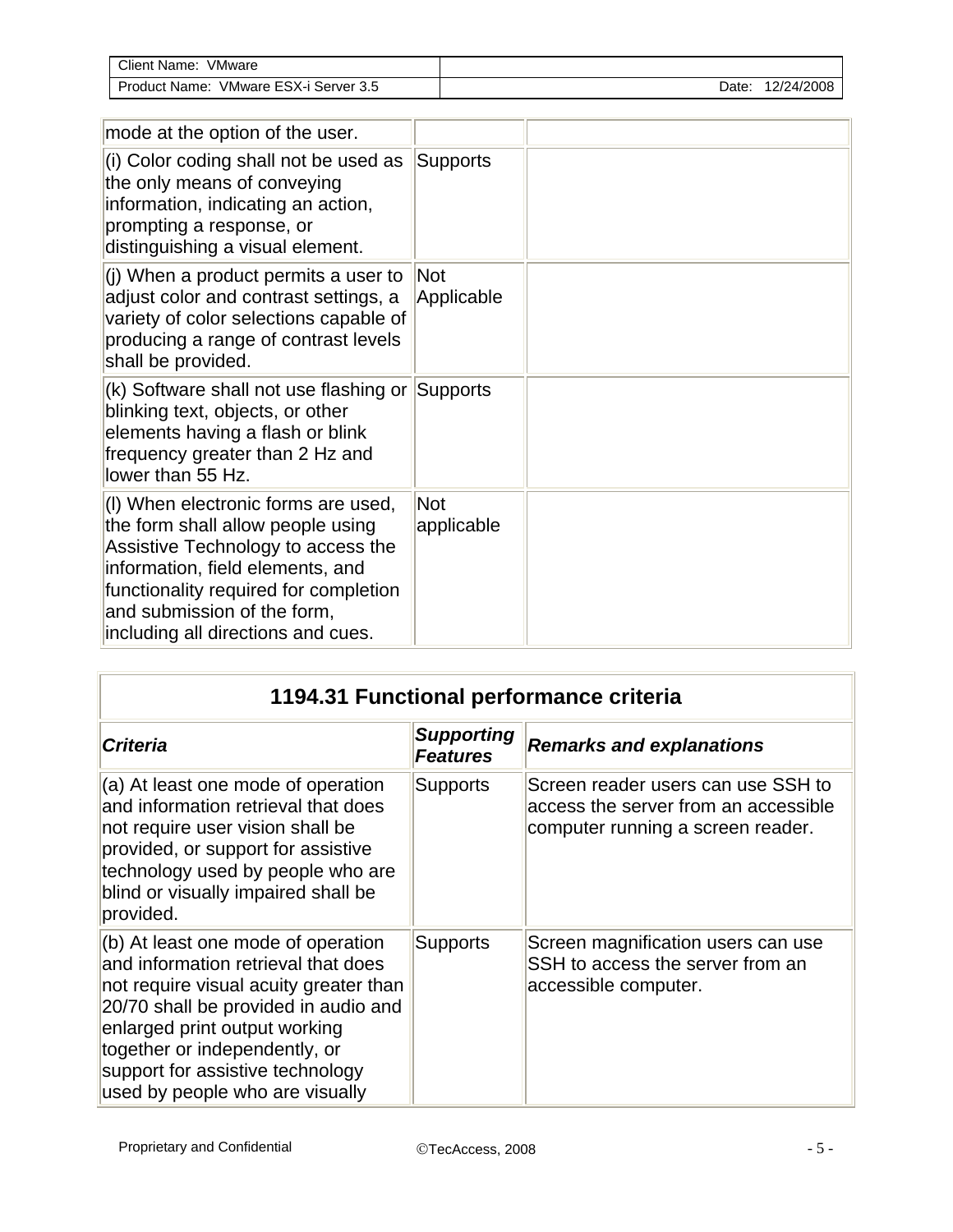| | | |
|---|---|---|
| mode at the option of the user. | | |
| (i) Color coding shall not be used as the only means of conveying information, indicating an action, prompting a response, or distinguishing a visual element. | Supports | |
| (j) When a product permits a user to adjust color and contrast settings, a variety of color selections capable of producing a range of contrast levels shall be provided. | Not Applicable | |
| (k) Software shall not use flashing or blinking text, objects, or other elements having a flash or blink frequency greater than 2 Hz and lower than 55 Hz. | Supports | |
| (l) When electronic forms are used, the form shall allow people using Assistive Technology to access the information, field elements, and functionality required for completion and submission of the form, including all directions and cues. | Not applicable | |

## 1194.31 Functional performance criteria

| *Criteria* | *Supporting Features* | *Remarks and explanations* |
|---|---|---|
| (a) At least one mode of operation and information retrieval that does not require user vision shall be provided, or support for assistive technology used by people who are blind or visually impaired shall be provided. | Supports | Screen reader users can use SSH to access the server from an accessible computer running a screen reader. |
| (b) At least one mode of operation and information retrieval that does not require visual acuity greater than 20/70 shall be provided in audio and enlarged print output working together or independently, or support for assistive technology used by people who are visually | Supports | Screen magnification users can use SSH to access the server from an accessible computer. |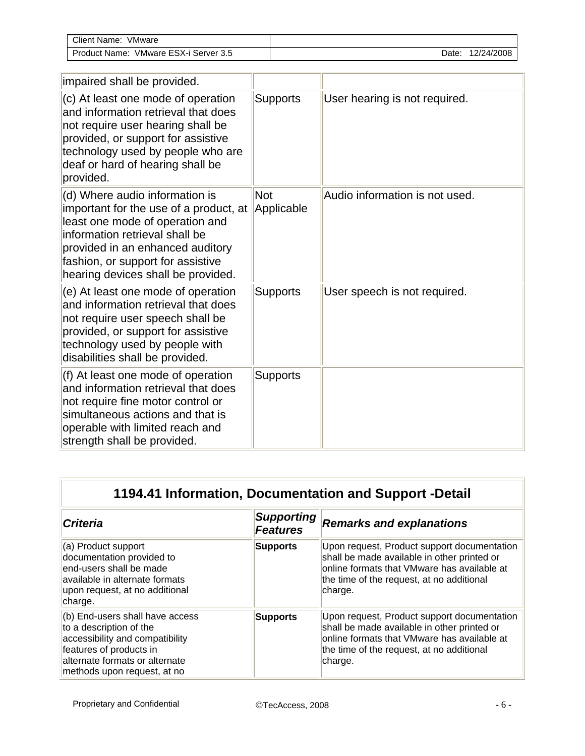| | | |
|---|---|---|
| impaired shall be provided. | | |
| (c) At least one mode of operation and information retrieval that does not require user hearing shall be provided, or support for assistive technology used by people who are deaf or hard of hearing shall be provided. | Supports | User hearing is not required. |
| (d) Where audio information is important for the use of a product, at least one mode of operation and information retrieval shall be provided in an enhanced auditory fashion, or support for assistive hearing devices shall be provided. | Not Applicable | Audio information is not used. |
| (e) At least one mode of operation and information retrieval that does not require user speech shall be provided, or support for assistive technology used by people with disabilities shall be provided. | Supports | User speech is not required. |
| (f) At least one mode of operation and information retrieval that does not require fine motor control or simultaneous actions and that is operable with limited reach and strength shall be provided. | Supports | |

## 1194.41 Information, Documentation and Support -Detail

| ***Criteria*** | ***Supporting Features*** | ***Remarks and explanations*** |
|---|---|---|
| (a) Product support documentation provided to end-users shall be made available in alternate formats upon request, at no additional charge. | **Supports** | Upon request, Product support documentation shall be made available in other printed or online formats that VMware has available at the time of the request, at no additional charge. |
| (b) End-users shall have access to a description of the accessibility and compatibility features of products in alternate formats or alternate methods upon request, at no | **Supports** | Upon request, Product support documentation shall be made available in other printed or online formats that VMware has available at the time of the request, at no additional charge. |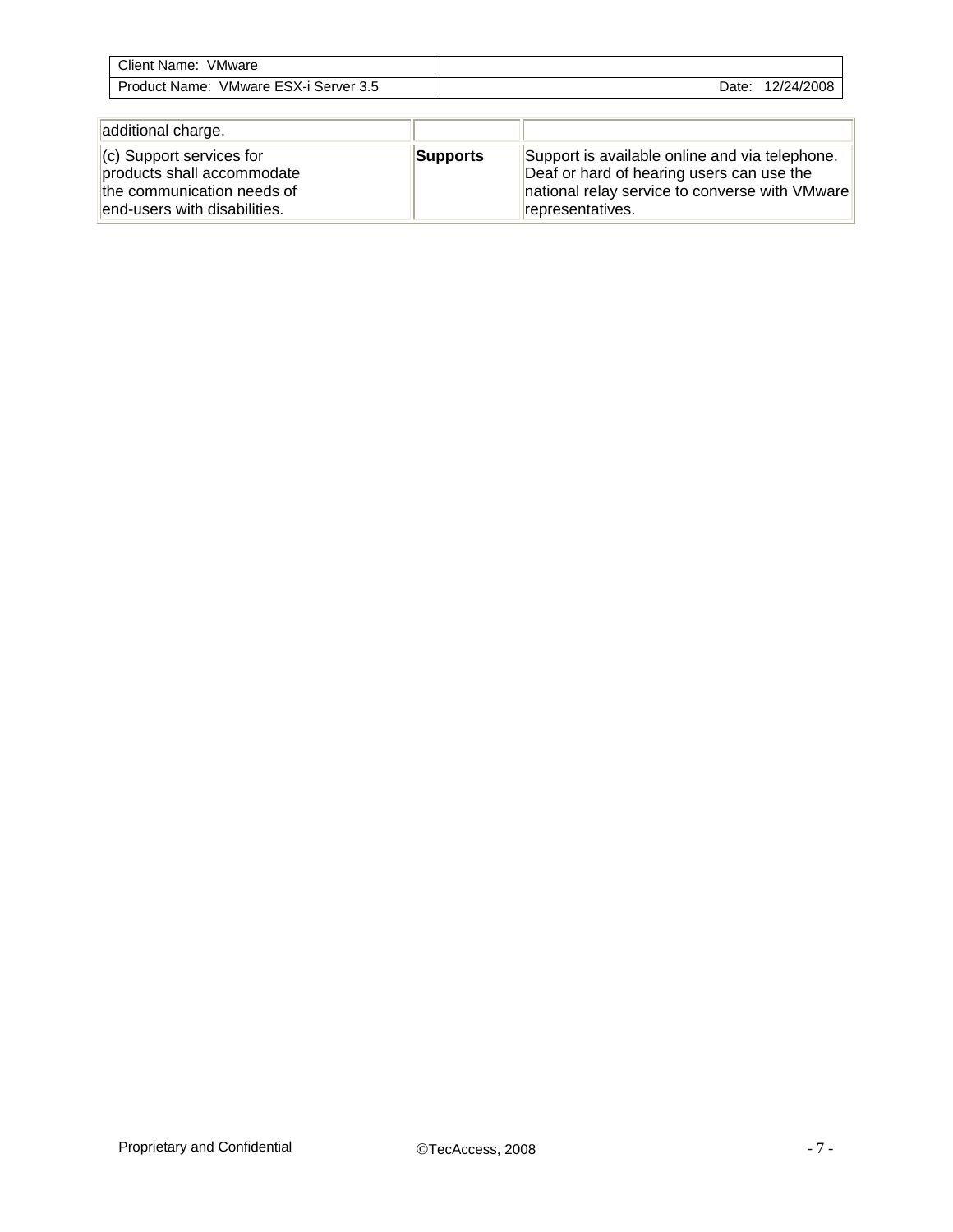| | | |
|---|---|---|
| additional charge. | | |
| (c) Support services for products shall accommodate the communication needs of end-users with disabilities. | **Supports** | Support is available online and via telephone. Deaf or hard of hearing users can use the national relay service to converse with VMware representatives. |